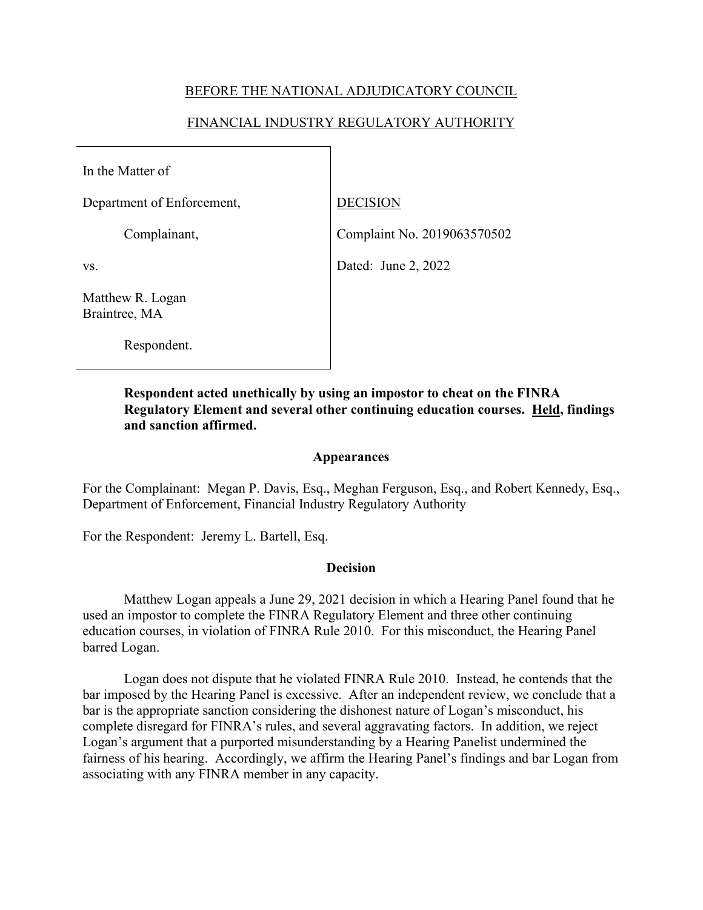BEFORE THE NATIONAL ADJUDICATORY COUNCIL

FINANCIAL INDUSTRY REGULATORY AUTHORITY

| | |
|---|---|
| In the Matter of | |
| Department of Enforcement, | DECISION |
| Complainant, | Complaint No. 2019063570502 |
| vs. | Dated: June 2, 2022 |
| Matthew R. Logan<br>Braintree, MA | |
| Respondent. | |

**Respondent acted unethically by using an impostor to cheat on the FINRA Regulatory Element and several other continuing education courses. Held, findings and sanction affirmed.**

## Appearances

For the Complainant: Megan P. Davis, Esq., Meghan Ferguson, Esq., and Robert Kennedy, Esq., Department of Enforcement, Financial Industry Regulatory Authority

For the Respondent: Jeremy L. Bartell, Esq.

## Decision

Matthew Logan appeals a June 29, 2021 decision in which a Hearing Panel found that he used an impostor to complete the FINRA Regulatory Element and three other continuing education courses, in violation of FINRA Rule 2010. For this misconduct, the Hearing Panel barred Logan.

Logan does not dispute that he violated FINRA Rule 2010. Instead, he contends that the bar imposed by the Hearing Panel is excessive. After an independent review, we conclude that a bar is the appropriate sanction considering the dishonest nature of Logan's misconduct, his complete disregard for FINRA's rules, and several aggravating factors. In addition, we reject Logan's argument that a purported misunderstanding by a Hearing Panelist undermined the fairness of his hearing. Accordingly, we affirm the Hearing Panel's findings and bar Logan from associating with any FINRA member in any capacity.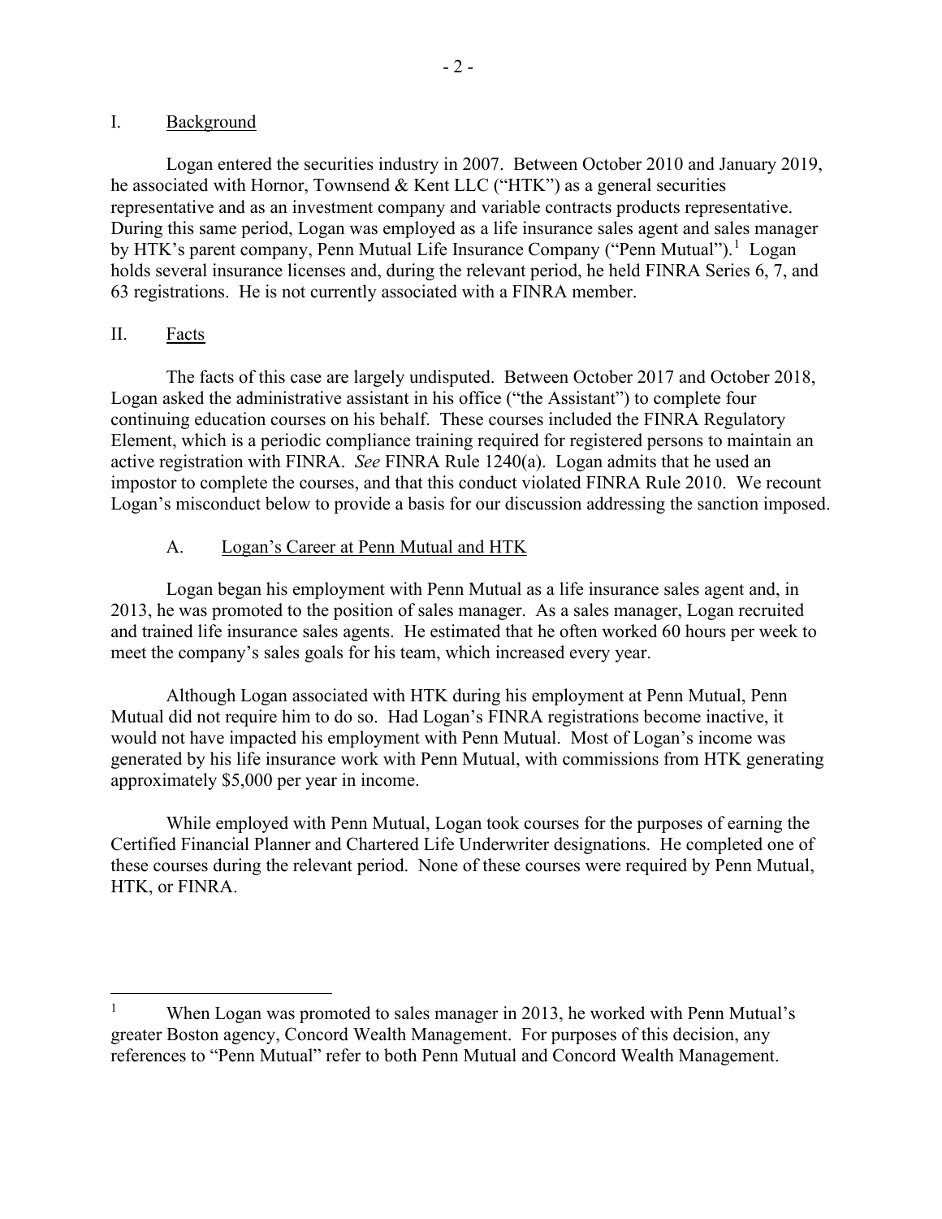## I. Background

Logan entered the securities industry in 2007. Between October 2010 and January 2019, he associated with Hornor, Townsend & Kent LLC ("HTK") as a general securities representative and as an investment company and variable contracts products representative. During this same period, Logan was employed as a life insurance sales agent and sales manager by HTK's parent company, Penn Mutual Life Insurance Company ("Penn Mutual").[1] Logan holds several insurance licenses and, during the relevant period, he held FINRA Series 6, 7, and 63 registrations. He is not currently associated with a FINRA member.

## II. Facts

The facts of this case are largely undisputed. Between October 2017 and October 2018, Logan asked the administrative assistant in his office ("the Assistant") to complete four continuing education courses on his behalf. These courses included the FINRA Regulatory Element, which is a periodic compliance training required for registered persons to maintain an active registration with FINRA. *See* FINRA Rule 1240(a). Logan admits that he used an impostor to complete the courses, and that this conduct violated FINRA Rule 2010. We recount Logan's misconduct below to provide a basis for our discussion addressing the sanction imposed.

### A. Logan's Career at Penn Mutual and HTK

Logan began his employment with Penn Mutual as a life insurance sales agent and, in 2013, he was promoted to the position of sales manager. As a sales manager, Logan recruited and trained life insurance sales agents. He estimated that he often worked 60 hours per week to meet the company's sales goals for his team, which increased every year.

Although Logan associated with HTK during his employment at Penn Mutual, Penn Mutual did not require him to do so. Had Logan's FINRA registrations become inactive, it would not have impacted his employment with Penn Mutual. Most of Logan's income was generated by his life insurance work with Penn Mutual, with commissions from HTK generating approximately $5,000 per year in income.

While employed with Penn Mutual, Logan took courses for the purposes of earning the Certified Financial Planner and Chartered Life Underwriter designations. He completed one of these courses during the relevant period. None of these courses were required by Penn Mutual, HTK, or FINRA.

---

[1] When Logan was promoted to sales manager in 2013, he worked with Penn Mutual's greater Boston agency, Concord Wealth Management. For purposes of this decision, any references to "Penn Mutual" refer to both Penn Mutual and Concord Wealth Management.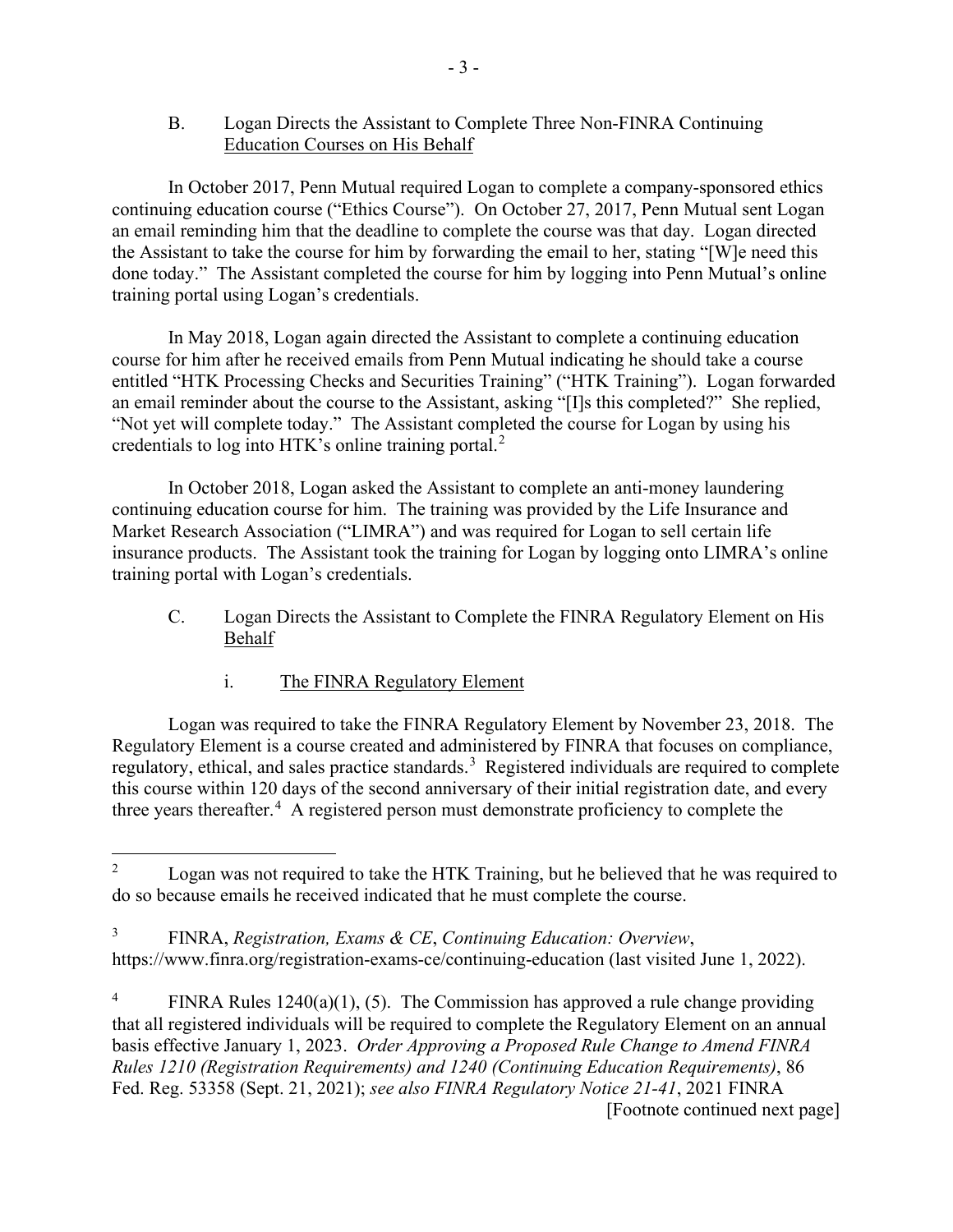### B. Logan Directs the Assistant to Complete Three Non-FINRA Continuing Education Courses on His Behalf

In October 2017, Penn Mutual required Logan to complete a company-sponsored ethics continuing education course ("Ethics Course"). On October 27, 2017, Penn Mutual sent Logan an email reminding him that the deadline to complete the course was that day. Logan directed the Assistant to take the course for him by forwarding the email to her, stating "[W]e need this done today." The Assistant completed the course for him by logging into Penn Mutual's online training portal using Logan's credentials.

In May 2018, Logan again directed the Assistant to complete a continuing education course for him after he received emails from Penn Mutual indicating he should take a course entitled "HTK Processing Checks and Securities Training" ("HTK Training"). Logan forwarded an email reminder about the course to the Assistant, asking "[I]s this completed?" She replied, "Not yet will complete today." The Assistant completed the course for Logan by using his credentials to log into HTK's online training portal.[2]

In October 2018, Logan asked the Assistant to complete an anti-money laundering continuing education course for him. The training was provided by the Life Insurance and Market Research Association ("LIMRA") and was required for Logan to sell certain life insurance products. The Assistant took the training for Logan by logging onto LIMRA's online training portal with Logan's credentials.

### C. Logan Directs the Assistant to Complete the FINRA Regulatory Element on His Behalf

#### i. The FINRA Regulatory Element

Logan was required to take the FINRA Regulatory Element by November 23, 2018. The Regulatory Element is a course created and administered by FINRA that focuses on compliance, regulatory, ethical, and sales practice standards.[3] Registered individuals are required to complete this course within 120 days of the second anniversary of their initial registration date, and every three years thereafter.[4] A registered person must demonstrate proficiency to complete the

---

[2] Logan was not required to take the HTK Training, but he believed that he was required to do so because emails he received indicated that he must complete the course.

[3] FINRA, *Registration, Exams & CE*, *Continuing Education: Overview*, https://www.finra.org/registration-exams-ce/continuing-education (last visited June 1, 2022).

[4] FINRA Rules 1240(a)(1), (5). The Commission has approved a rule change providing that all registered individuals will be required to complete the Regulatory Element on an annual basis effective January 1, 2023. *Order Approving a Proposed Rule Change to Amend FINRA Rules 1210 (Registration Requirements) and 1240 (Continuing Education Requirements)*, 86 Fed. Reg. 53358 (Sept. 21, 2021); *see also FINRA Regulatory Notice 21-41*, 2021 FINRA

[Footnote continued next page]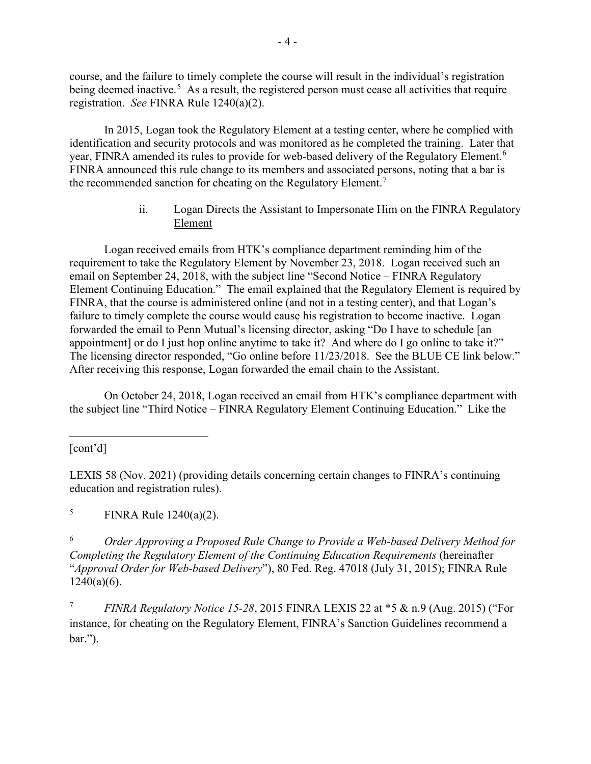course, and the failure to timely complete the course will result in the individual's registration being deemed inactive.[5] As a result, the registered person must cease all activities that require registration. *See* FINRA Rule 1240(a)(2).

In 2015, Logan took the Regulatory Element at a testing center, where he complied with identification and security protocols and was monitored as he completed the training. Later that year, FINRA amended its rules to provide for web-based delivery of the Regulatory Element.[6] FINRA announced this rule change to its members and associated persons, noting that a bar is the recommended sanction for cheating on the Regulatory Element.[7]

ii. <u>Logan Directs the Assistant to Impersonate Him on the FINRA Regulatory Element</u>

Logan received emails from HTK's compliance department reminding him of the requirement to take the Regulatory Element by November 23, 2018. Logan received such an email on September 24, 2018, with the subject line "Second Notice – FINRA Regulatory Element Continuing Education." The email explained that the Regulatory Element is required by FINRA, that the course is administered online (and not in a testing center), and that Logan's failure to timely complete the course would cause his registration to become inactive. Logan forwarded the email to Penn Mutual's licensing director, asking "Do I have to schedule [an appointment] or do I just hop online anytime to take it? And where do I go online to take it?" The licensing director responded, "Go online before 11/23/2018. See the BLUE CE link below." After receiving this response, Logan forwarded the email chain to the Assistant.

On October 24, 2018, Logan received an email from HTK's compliance department with the subject line "Third Notice – FINRA Regulatory Element Continuing Education." Like the

---

[cont'd]

LEXIS 58 (Nov. 2021) (providing details concerning certain changes to FINRA's continuing education and registration rules).

[5] FINRA Rule 1240(a)(2).

[6] *Order Approving a Proposed Rule Change to Provide a Web-based Delivery Method for Completing the Regulatory Element of the Continuing Education Requirements* (hereinafter "*Approval Order for Web-based Delivery*"), 80 Fed. Reg. 47018 (July 31, 2015); FINRA Rule 1240(a)(6).

[7] *FINRA Regulatory Notice 15-28*, 2015 FINRA LEXIS 22 at *5 & n.9 (Aug. 2015) ("For instance, for cheating on the Regulatory Element, FINRA's Sanction Guidelines recommend a bar.").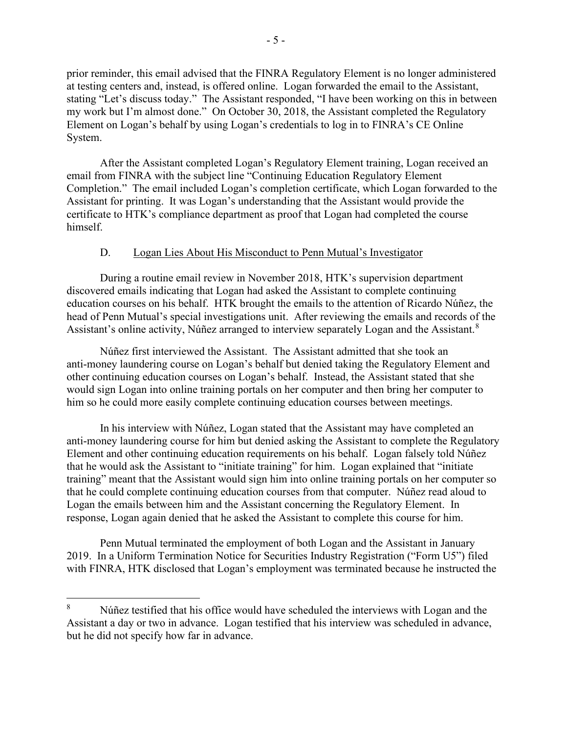prior reminder, this email advised that the FINRA Regulatory Element is no longer administered at testing centers and, instead, is offered online. Logan forwarded the email to the Assistant, stating "Let's discuss today." The Assistant responded, "I have been working on this in between my work but I'm almost done." On October 30, 2018, the Assistant completed the Regulatory Element on Logan's behalf by using Logan's credentials to log in to FINRA's CE Online System.

After the Assistant completed Logan's Regulatory Element training, Logan received an email from FINRA with the subject line "Continuing Education Regulatory Element Completion." The email included Logan's completion certificate, which Logan forwarded to the Assistant for printing. It was Logan's understanding that the Assistant would provide the certificate to HTK's compliance department as proof that Logan had completed the course himself.

### D. Logan Lies About His Misconduct to Penn Mutual's Investigator

During a routine email review in November 2018, HTK's supervision department discovered emails indicating that Logan had asked the Assistant to complete continuing education courses on his behalf. HTK brought the emails to the attention of Ricardo Núñez, the head of Penn Mutual's special investigations unit. After reviewing the emails and records of the Assistant's online activity, Núñez arranged to interview separately Logan and the Assistant.[8]

Núñez first interviewed the Assistant. The Assistant admitted that she took an anti-money laundering course on Logan's behalf but denied taking the Regulatory Element and other continuing education courses on Logan's behalf. Instead, the Assistant stated that she would sign Logan into online training portals on her computer and then bring her computer to him so he could more easily complete continuing education courses between meetings.

In his interview with Núñez, Logan stated that the Assistant may have completed an anti-money laundering course for him but denied asking the Assistant to complete the Regulatory Element and other continuing education requirements on his behalf. Logan falsely told Núñez that he would ask the Assistant to "initiate training" for him. Logan explained that "initiate training" meant that the Assistant would sign him into online training portals on her computer so that he could complete continuing education courses from that computer. Núñez read aloud to Logan the emails between him and the Assistant concerning the Regulatory Element. In response, Logan again denied that he asked the Assistant to complete this course for him.

Penn Mutual terminated the employment of both Logan and the Assistant in January 2019. In a Uniform Termination Notice for Securities Industry Registration ("Form U5") filed with FINRA, HTK disclosed that Logan's employment was terminated because he instructed the

---

[8] Núñez testified that his office would have scheduled the interviews with Logan and the Assistant a day or two in advance. Logan testified that his interview was scheduled in advance, but he did not specify how far in advance.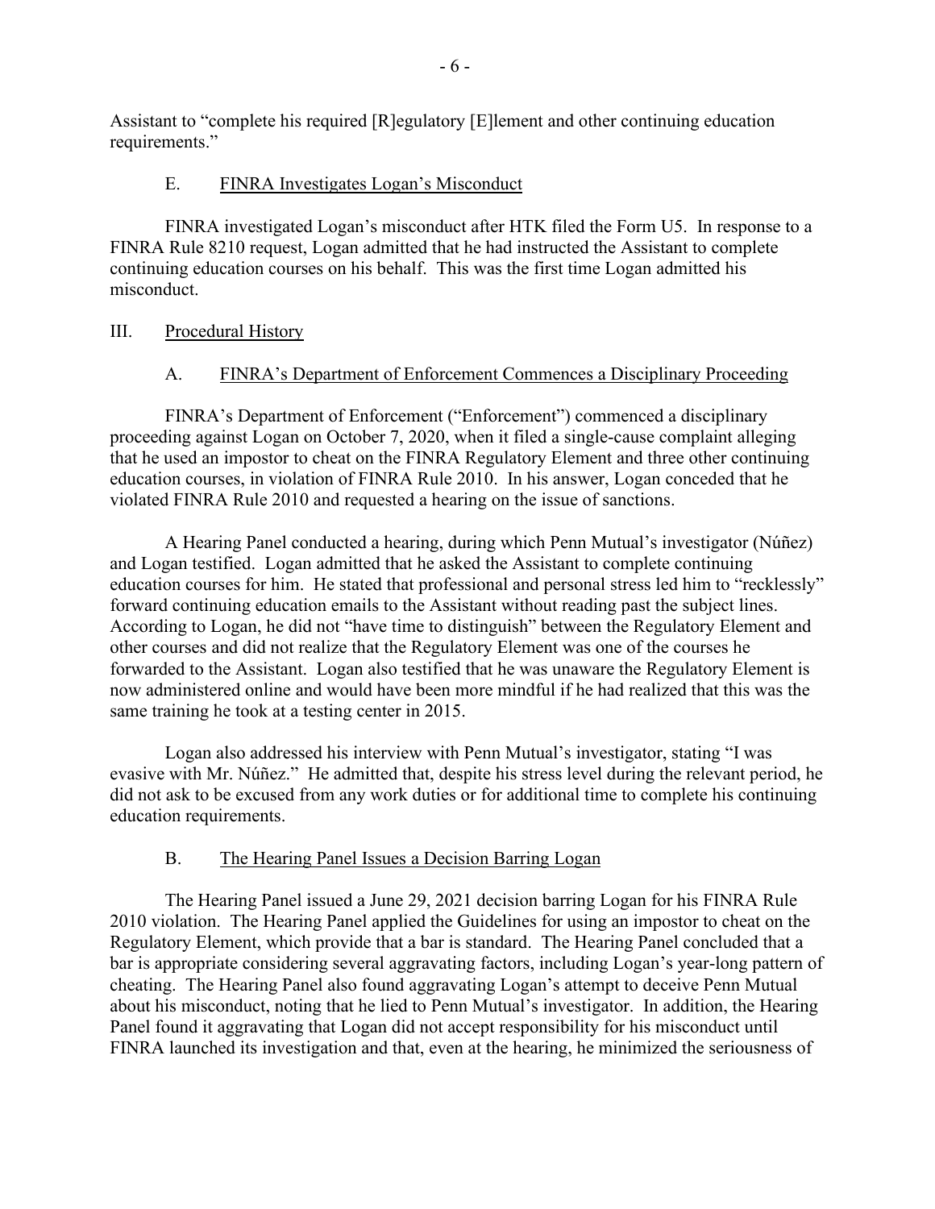Assistant to "complete his required [R]egulatory [E]lement and other continuing education requirements."

### E. FINRA Investigates Logan's Misconduct

FINRA investigated Logan's misconduct after HTK filed the Form U5. In response to a FINRA Rule 8210 request, Logan admitted that he had instructed the Assistant to complete continuing education courses on his behalf. This was the first time Logan admitted his misconduct.

## III. Procedural History

### A. FINRA's Department of Enforcement Commences a Disciplinary Proceeding

FINRA's Department of Enforcement ("Enforcement") commenced a disciplinary proceeding against Logan on October 7, 2020, when it filed a single-cause complaint alleging that he used an impostor to cheat on the FINRA Regulatory Element and three other continuing education courses, in violation of FINRA Rule 2010. In his answer, Logan conceded that he violated FINRA Rule 2010 and requested a hearing on the issue of sanctions.

A Hearing Panel conducted a hearing, during which Penn Mutual's investigator (Núñez) and Logan testified. Logan admitted that he asked the Assistant to complete continuing education courses for him. He stated that professional and personal stress led him to "recklessly" forward continuing education emails to the Assistant without reading past the subject lines. According to Logan, he did not "have time to distinguish" between the Regulatory Element and other courses and did not realize that the Regulatory Element was one of the courses he forwarded to the Assistant. Logan also testified that he was unaware the Regulatory Element is now administered online and would have been more mindful if he had realized that this was the same training he took at a testing center in 2015.

Logan also addressed his interview with Penn Mutual's investigator, stating "I was evasive with Mr. Núñez." He admitted that, despite his stress level during the relevant period, he did not ask to be excused from any work duties or for additional time to complete his continuing education requirements.

### B. The Hearing Panel Issues a Decision Barring Logan

The Hearing Panel issued a June 29, 2021 decision barring Logan for his FINRA Rule 2010 violation. The Hearing Panel applied the Guidelines for using an impostor to cheat on the Regulatory Element, which provide that a bar is standard. The Hearing Panel concluded that a bar is appropriate considering several aggravating factors, including Logan's year-long pattern of cheating. The Hearing Panel also found aggravating Logan's attempt to deceive Penn Mutual about his misconduct, noting that he lied to Penn Mutual's investigator. In addition, the Hearing Panel found it aggravating that Logan did not accept responsibility for his misconduct until FINRA launched its investigation and that, even at the hearing, he minimized the seriousness of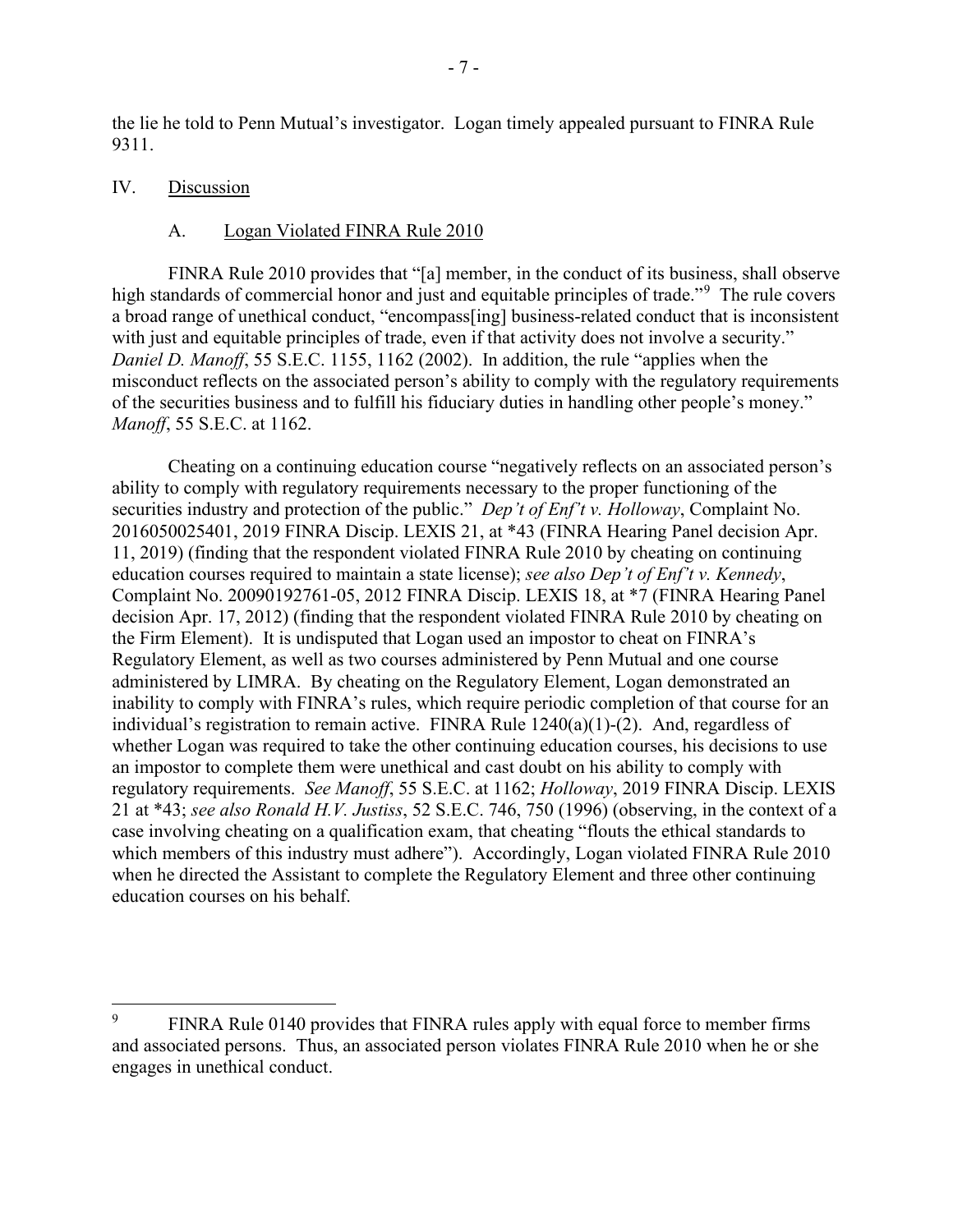the lie he told to Penn Mutual's investigator. Logan timely appealed pursuant to FINRA Rule 9311.

## IV. Discussion

### A. Logan Violated FINRA Rule 2010

FINRA Rule 2010 provides that "[a] member, in the conduct of its business, shall observe high standards of commercial honor and just and equitable principles of trade."[9] The rule covers a broad range of unethical conduct, "encompass[ing] business-related conduct that is inconsistent with just and equitable principles of trade, even if that activity does not involve a security." *Daniel D. Manoff*, 55 S.E.C. 1155, 1162 (2002). In addition, the rule "applies when the misconduct reflects on the associated person's ability to comply with the regulatory requirements of the securities business and to fulfill his fiduciary duties in handling other people's money." *Manoff*, 55 S.E.C. at 1162.

Cheating on a continuing education course "negatively reflects on an associated person's ability to comply with regulatory requirements necessary to the proper functioning of the securities industry and protection of the public." *Dep't of Enf't v. Holloway*, Complaint No. 2016050025401, 2019 FINRA Discip. LEXIS 21, at \*43 (FINRA Hearing Panel decision Apr. 11, 2019) (finding that the respondent violated FINRA Rule 2010 by cheating on continuing education courses required to maintain a state license); *see also Dep't of Enf't v. Kennedy*, Complaint No. 20090192761-05, 2012 FINRA Discip. LEXIS 18, at \*7 (FINRA Hearing Panel decision Apr. 17, 2012) (finding that the respondent violated FINRA Rule 2010 by cheating on the Firm Element). It is undisputed that Logan used an impostor to cheat on FINRA's Regulatory Element, as well as two courses administered by Penn Mutual and one course administered by LIMRA. By cheating on the Regulatory Element, Logan demonstrated an inability to comply with FINRA's rules, which require periodic completion of that course for an individual's registration to remain active. FINRA Rule 1240(a)(1)-(2). And, regardless of whether Logan was required to take the other continuing education courses, his decisions to use an impostor to complete them were unethical and cast doubt on his ability to comply with regulatory requirements. *See Manoff*, 55 S.E.C. at 1162; *Holloway*, 2019 FINRA Discip. LEXIS 21 at \*43; *see also Ronald H.V. Justiss*, 52 S.E.C. 746, 750 (1996) (observing, in the context of a case involving cheating on a qualification exam, that cheating "flouts the ethical standards to which members of this industry must adhere"). Accordingly, Logan violated FINRA Rule 2010 when he directed the Assistant to complete the Regulatory Element and three other continuing education courses on his behalf.

---

[9] FINRA Rule 0140 provides that FINRA rules apply with equal force to member firms and associated persons. Thus, an associated person violates FINRA Rule 2010 when he or she engages in unethical conduct.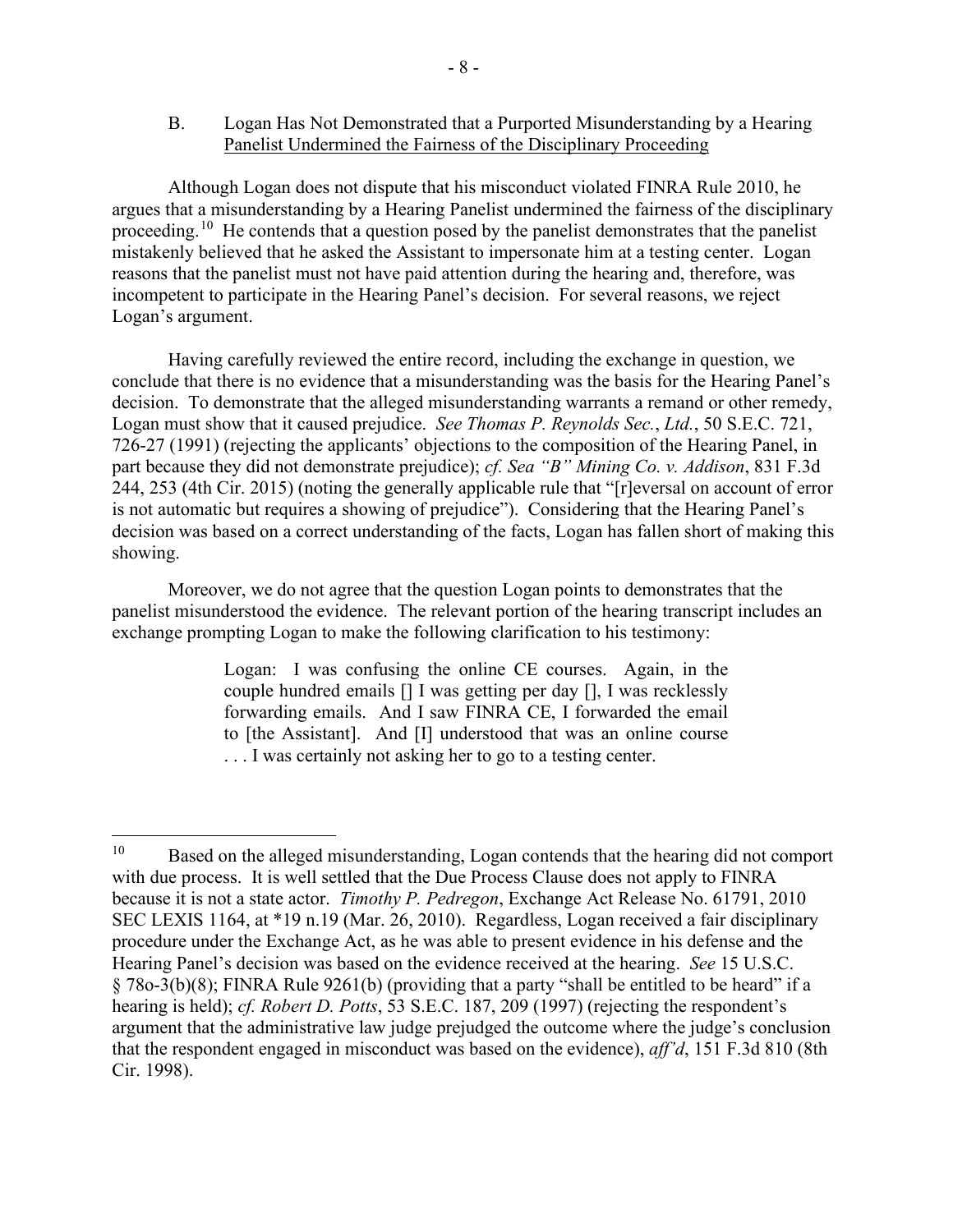B. Logan Has Not Demonstrated that a Purported Misunderstanding by a Hearing Panelist Undermined the Fairness of the Disciplinary Proceeding

Although Logan does not dispute that his misconduct violated FINRA Rule 2010, he argues that a misunderstanding by a Hearing Panelist undermined the fairness of the disciplinary proceeding.[10] He contends that a question posed by the panelist demonstrates that the panelist mistakenly believed that he asked the Assistant to impersonate him at a testing center. Logan reasons that the panelist must not have paid attention during the hearing and, therefore, was incompetent to participate in the Hearing Panel's decision. For several reasons, we reject Logan's argument.

Having carefully reviewed the entire record, including the exchange in question, we conclude that there is no evidence that a misunderstanding was the basis for the Hearing Panel's decision. To demonstrate that the alleged misunderstanding warrants a remand or other remedy, Logan must show that it caused prejudice. *See Thomas P. Reynolds Sec.*, *Ltd.*, 50 S.E.C. 721, 726-27 (1991) (rejecting the applicants' objections to the composition of the Hearing Panel, in part because they did not demonstrate prejudice); *cf. Sea "B" Mining Co. v. Addison*, 831 F.3d 244, 253 (4th Cir. 2015) (noting the generally applicable rule that "[r]eversal on account of error is not automatic but requires a showing of prejudice"). Considering that the Hearing Panel's decision was based on a correct understanding of the facts, Logan has fallen short of making this showing.

Moreover, we do not agree that the question Logan points to demonstrates that the panelist misunderstood the evidence. The relevant portion of the hearing transcript includes an exchange prompting Logan to make the following clarification to his testimony:

> Logan: I was confusing the online CE courses. Again, in the couple hundred emails [] I was getting per day [], I was recklessly forwarding emails. And I saw FINRA CE, I forwarded the email to [the Assistant]. And [I] understood that was an online course . . . I was certainly not asking her to go to a testing center.

---

[10] Based on the alleged misunderstanding, Logan contends that the hearing did not comport with due process. It is well settled that the Due Process Clause does not apply to FINRA because it is not a state actor. *Timothy P. Pedregon*, Exchange Act Release No. 61791, 2010 SEC LEXIS 1164, at *19 n.19 (Mar. 26, 2010). Regardless, Logan received a fair disciplinary procedure under the Exchange Act, as he was able to present evidence in his defense and the Hearing Panel's decision was based on the evidence received at the hearing. *See* 15 U.S.C. § 78o-3(b)(8); FINRA Rule 9261(b) (providing that a party "shall be entitled to be heard" if a hearing is held); *cf. Robert D. Potts*, 53 S.E.C. 187, 209 (1997) (rejecting the respondent's argument that the administrative law judge prejudged the outcome where the judge's conclusion that the respondent engaged in misconduct was based on the evidence), *aff'd*, 151 F.3d 810 (8th Cir. 1998).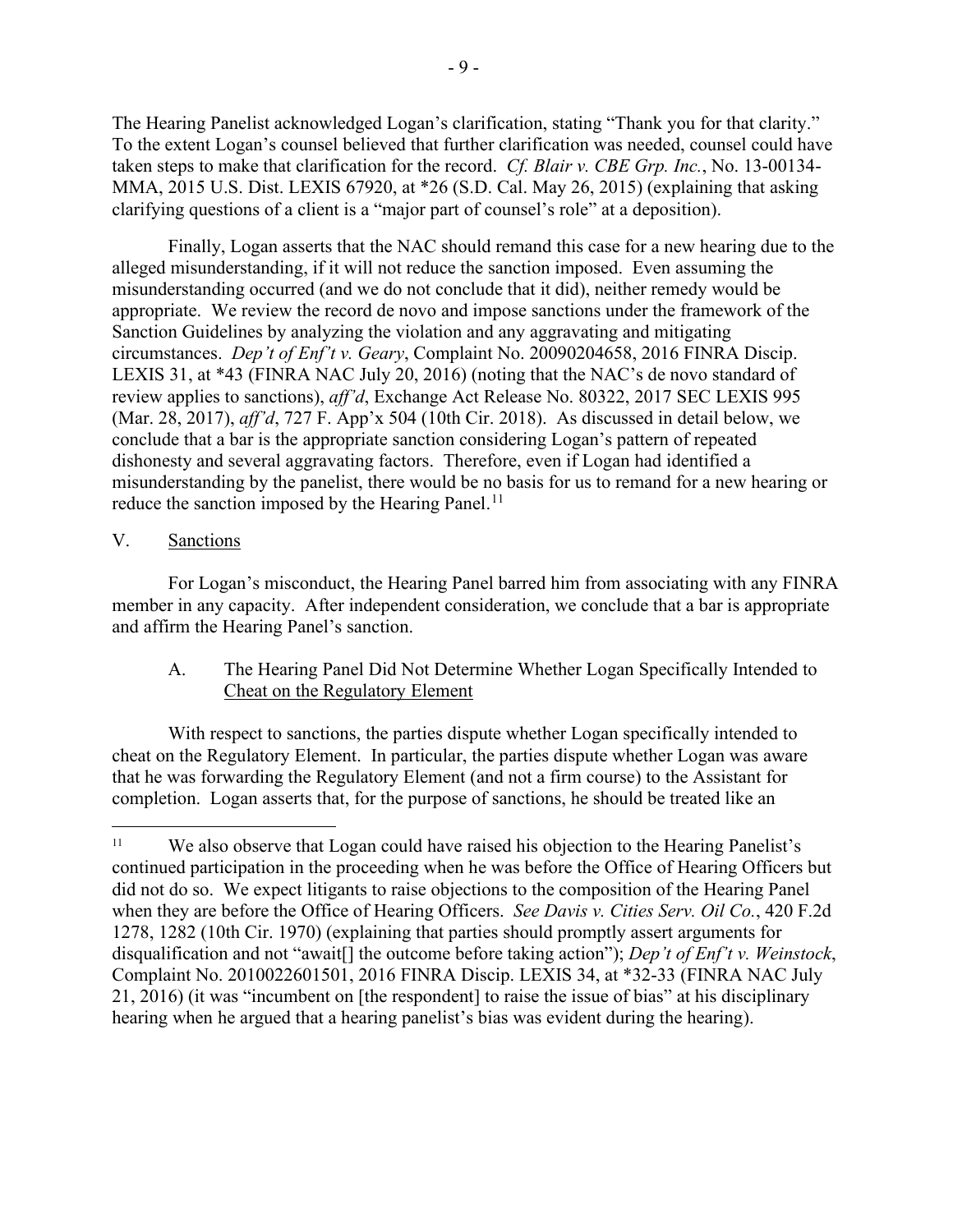The Hearing Panelist acknowledged Logan's clarification, stating "Thank you for that clarity." To the extent Logan's counsel believed that further clarification was needed, counsel could have taken steps to make that clarification for the record. *Cf. Blair v. CBE Grp. Inc.*, No. 13-00134-MMA, 2015 U.S. Dist. LEXIS 67920, at *26 (S.D. Cal. May 26, 2015) (explaining that asking clarifying questions of a client is a "major part of counsel's role" at a deposition).

Finally, Logan asserts that the NAC should remand this case for a new hearing due to the alleged misunderstanding, if it will not reduce the sanction imposed. Even assuming the misunderstanding occurred (and we do not conclude that it did), neither remedy would be appropriate. We review the record de novo and impose sanctions under the framework of the Sanction Guidelines by analyzing the violation and any aggravating and mitigating circumstances. *Dep't of Enf't v. Geary*, Complaint No. 20090204658, 2016 FINRA Discip. LEXIS 31, at *43 (FINRA NAC July 20, 2016) (noting that the NAC's de novo standard of review applies to sanctions), *aff'd*, Exchange Act Release No. 80322, 2017 SEC LEXIS 995 (Mar. 28, 2017), *aff'd*, 727 F. App'x 504 (10th Cir. 2018). As discussed in detail below, we conclude that a bar is the appropriate sanction considering Logan's pattern of repeated dishonesty and several aggravating factors. Therefore, even if Logan had identified a misunderstanding by the panelist, there would be no basis for us to remand for a new hearing or reduce the sanction imposed by the Hearing Panel.[11]

## V. Sanctions

For Logan's misconduct, the Hearing Panel barred him from associating with any FINRA member in any capacity. After independent consideration, we conclude that a bar is appropriate and affirm the Hearing Panel's sanction.

### A. The Hearing Panel Did Not Determine Whether Logan Specifically Intended to Cheat on the Regulatory Element

With respect to sanctions, the parties dispute whether Logan specifically intended to cheat on the Regulatory Element. In particular, the parties dispute whether Logan was aware that he was forwarding the Regulatory Element (and not a firm course) to the Assistant for completion. Logan asserts that, for the purpose of sanctions, he should be treated like an

[11] We also observe that Logan could have raised his objection to the Hearing Panelist's continued participation in the proceeding when he was before the Office of Hearing Officers but did not do so. We expect litigants to raise objections to the composition of the Hearing Panel when they are before the Office of Hearing Officers. *See Davis v. Cities Serv. Oil Co.*, 420 F.2d 1278, 1282 (10th Cir. 1970) (explaining that parties should promptly assert arguments for disqualification and not "await[] the outcome before taking action"); *Dep't of Enf't v. Weinstock*, Complaint No. 2010022601501, 2016 FINRA Discip. LEXIS 34, at *32-33 (FINRA NAC July 21, 2016) (it was "incumbent on [the respondent] to raise the issue of bias" at his disciplinary hearing when he argued that a hearing panelist's bias was evident during the hearing).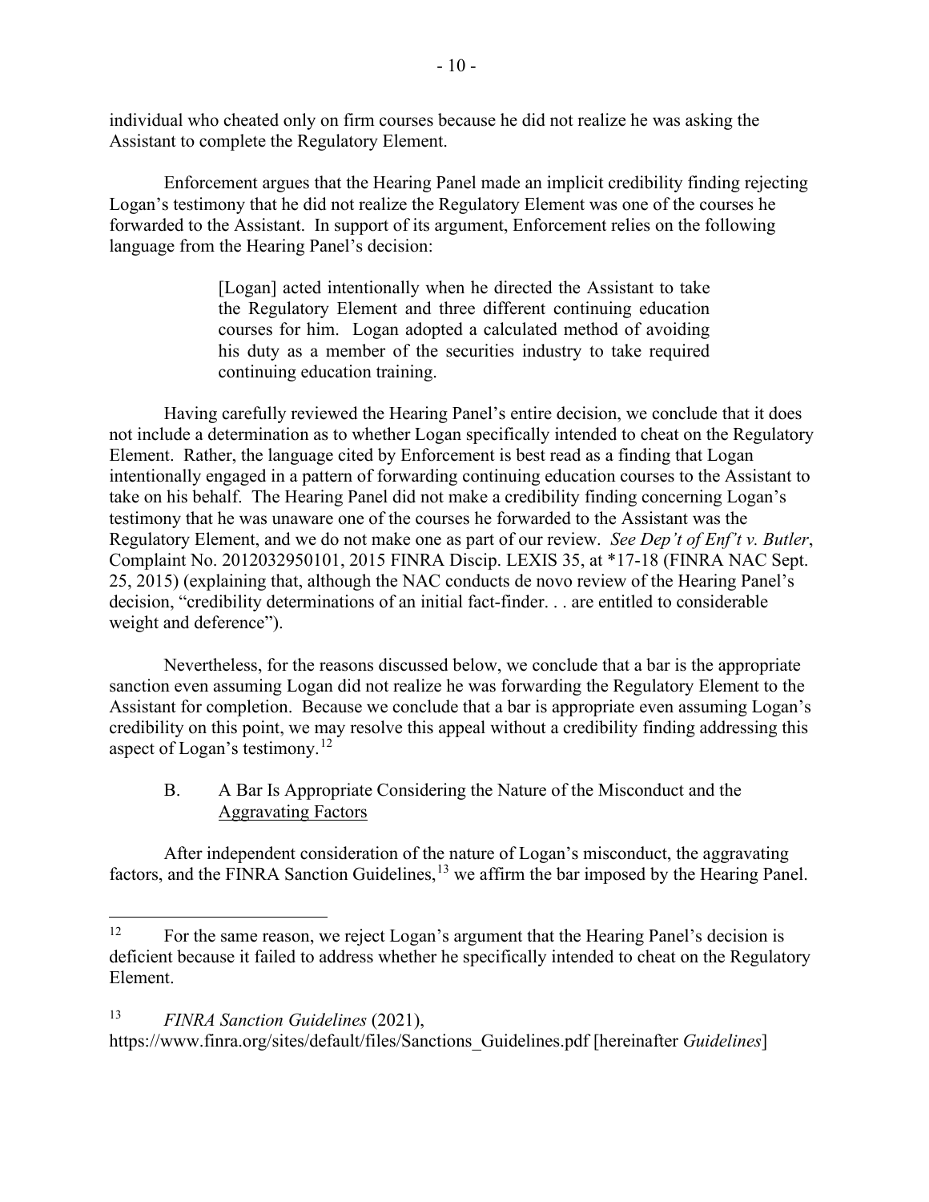individual who cheated only on firm courses because he did not realize he was asking the Assistant to complete the Regulatory Element.

Enforcement argues that the Hearing Panel made an implicit credibility finding rejecting Logan's testimony that he did not realize the Regulatory Element was one of the courses he forwarded to the Assistant. In support of its argument, Enforcement relies on the following language from the Hearing Panel's decision:

> [Logan] acted intentionally when he directed the Assistant to take the Regulatory Element and three different continuing education courses for him. Logan adopted a calculated method of avoiding his duty as a member of the securities industry to take required continuing education training.

Having carefully reviewed the Hearing Panel's entire decision, we conclude that it does not include a determination as to whether Logan specifically intended to cheat on the Regulatory Element. Rather, the language cited by Enforcement is best read as a finding that Logan intentionally engaged in a pattern of forwarding continuing education courses to the Assistant to take on his behalf. The Hearing Panel did not make a credibility finding concerning Logan's testimony that he was unaware one of the courses he forwarded to the Assistant was the Regulatory Element, and we do not make one as part of our review. *See Dep't of Enf't v. Butler*, Complaint No. 2012032950101, 2015 FINRA Discip. LEXIS 35, at *17-18 (FINRA NAC Sept. 25, 2015) (explaining that, although the NAC conducts de novo review of the Hearing Panel's decision, "credibility determinations of an initial fact-finder. . . are entitled to considerable weight and deference").

Nevertheless, for the reasons discussed below, we conclude that a bar is the appropriate sanction even assuming Logan did not realize he was forwarding the Regulatory Element to the Assistant for completion. Because we conclude that a bar is appropriate even assuming Logan's credibility on this point, we may resolve this appeal without a credibility finding addressing this aspect of Logan's testimony.[12]

### B. A Bar Is Appropriate Considering the Nature of the Misconduct and the Aggravating Factors

After independent consideration of the nature of Logan's misconduct, the aggravating factors, and the FINRA Sanction Guidelines,[13] we affirm the bar imposed by the Hearing Panel.

---

[12] For the same reason, we reject Logan's argument that the Hearing Panel's decision is deficient because it failed to address whether he specifically intended to cheat on the Regulatory Element.

[13] *FINRA Sanction Guidelines* (2021), https://www.finra.org/sites/default/files/Sanctions_Guidelines.pdf [hereinafter *Guidelines*]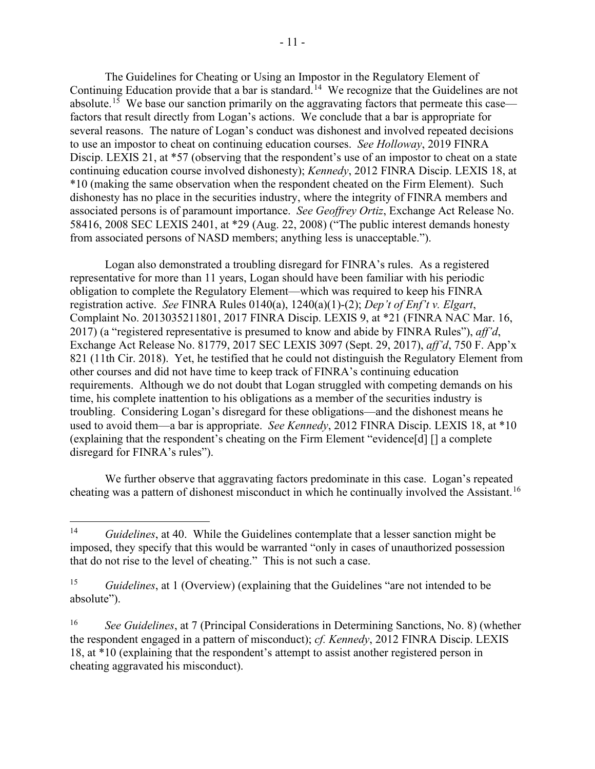The Guidelines for Cheating or Using an Impostor in the Regulatory Element of Continuing Education provide that a bar is standard.[14] We recognize that the Guidelines are not absolute.[15] We base our sanction primarily on the aggravating factors that permeate this case—factors that result directly from Logan's actions. We conclude that a bar is appropriate for several reasons. The nature of Logan's conduct was dishonest and involved repeated decisions to use an impostor to cheat on continuing education courses. *See Holloway*, 2019 FINRA Discip. LEXIS 21, at *57 (observing that the respondent's use of an impostor to cheat on a state continuing education course involved dishonesty); *Kennedy*, 2012 FINRA Discip. LEXIS 18, at *10 (making the same observation when the respondent cheated on the Firm Element). Such dishonesty has no place in the securities industry, where the integrity of FINRA members and associated persons is of paramount importance. *See Geoffrey Ortiz*, Exchange Act Release No. 58416, 2008 SEC LEXIS 2401, at *29 (Aug. 22, 2008) ("The public interest demands honesty from associated persons of NASD members; anything less is unacceptable.").

Logan also demonstrated a troubling disregard for FINRA's rules. As a registered representative for more than 11 years, Logan should have been familiar with his periodic obligation to complete the Regulatory Element—which was required to keep his FINRA registration active. *See* FINRA Rules 0140(a), 1240(a)(1)-(2); *Dep't of Enf't v. Elgart*, Complaint No. 2013035211801, 2017 FINRA Discip. LEXIS 9, at *21 (FINRA NAC Mar. 16, 2017) (a "registered representative is presumed to know and abide by FINRA Rules"), *aff'd*, Exchange Act Release No. 81779, 2017 SEC LEXIS 3097 (Sept. 29, 2017), *aff'd*, 750 F. App'x 821 (11th Cir. 2018). Yet, he testified that he could not distinguish the Regulatory Element from other courses and did not have time to keep track of FINRA's continuing education requirements. Although we do not doubt that Logan struggled with competing demands on his time, his complete inattention to his obligations as a member of the securities industry is troubling. Considering Logan's disregard for these obligations—and the dishonest means he used to avoid them—a bar is appropriate. *See Kennedy*, 2012 FINRA Discip. LEXIS 18, at *10 (explaining that the respondent's cheating on the Firm Element "evidence[d] [] a complete disregard for FINRA's rules").

We further observe that aggravating factors predominate in this case. Logan's repeated cheating was a pattern of dishonest misconduct in which he continually involved the Assistant.[16]

---

[14] *Guidelines*, at 40. While the Guidelines contemplate that a lesser sanction might be imposed, they specify that this would be warranted "only in cases of unauthorized possession that do not rise to the level of cheating." This is not such a case.

[15] *Guidelines*, at 1 (Overview) (explaining that the Guidelines "are not intended to be absolute").

[16] *See Guidelines*, at 7 (Principal Considerations in Determining Sanctions, No. 8) (whether the respondent engaged in a pattern of misconduct); *cf. Kennedy*, 2012 FINRA Discip. LEXIS 18, at *10 (explaining that the respondent's attempt to assist another registered person in cheating aggravated his misconduct).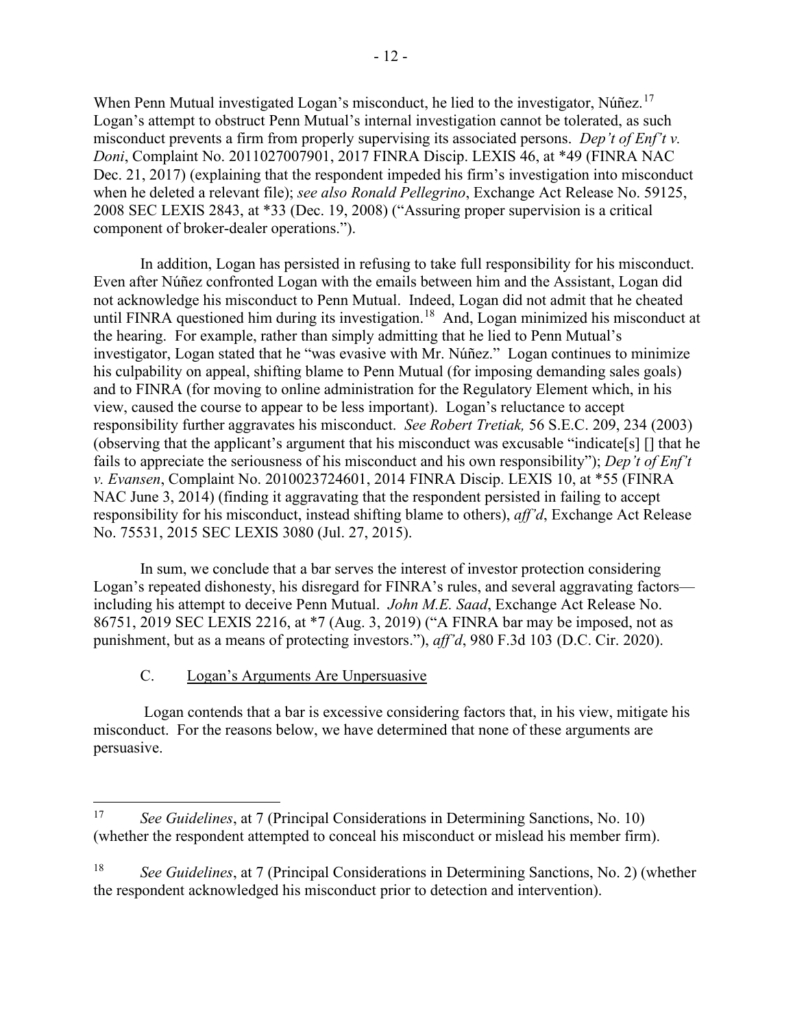When Penn Mutual investigated Logan's misconduct, he lied to the investigator, Núñez.[17] Logan's attempt to obstruct Penn Mutual's internal investigation cannot be tolerated, as such misconduct prevents a firm from properly supervising its associated persons. *Dep't of Enf't v. Doni*, Complaint No. 2011027007901, 2017 FINRA Discip. LEXIS 46, at *49 (FINRA NAC Dec. 21, 2017) (explaining that the respondent impeded his firm's investigation into misconduct when he deleted a relevant file); *see also Ronald Pellegrino*, Exchange Act Release No. 59125, 2008 SEC LEXIS 2843, at *33 (Dec. 19, 2008) ("Assuring proper supervision is a critical component of broker-dealer operations.").

In addition, Logan has persisted in refusing to take full responsibility for his misconduct. Even after Núñez confronted Logan with the emails between him and the Assistant, Logan did not acknowledge his misconduct to Penn Mutual. Indeed, Logan did not admit that he cheated until FINRA questioned him during its investigation.[18] And, Logan minimized his misconduct at the hearing. For example, rather than simply admitting that he lied to Penn Mutual's investigator, Logan stated that he "was evasive with Mr. Núñez." Logan continues to minimize his culpability on appeal, shifting blame to Penn Mutual (for imposing demanding sales goals) and to FINRA (for moving to online administration for the Regulatory Element which, in his view, caused the course to appear to be less important). Logan's reluctance to accept responsibility further aggravates his misconduct. *See Robert Tretiak,* 56 S.E.C. 209, 234 (2003) (observing that the applicant's argument that his misconduct was excusable "indicate[s] [] that he fails to appreciate the seriousness of his misconduct and his own responsibility"); *Dep't of Enf't v. Evansen*, Complaint No. 2010023724601, 2014 FINRA Discip. LEXIS 10, at *55 (FINRA NAC June 3, 2014) (finding it aggravating that the respondent persisted in failing to accept responsibility for his misconduct, instead shifting blame to others), *aff'd*, Exchange Act Release No. 75531, 2015 SEC LEXIS 3080 (Jul. 27, 2015).

In sum, we conclude that a bar serves the interest of investor protection considering Logan's repeated dishonesty, his disregard for FINRA's rules, and several aggravating factors—including his attempt to deceive Penn Mutual. *John M.E. Saad*, Exchange Act Release No. 86751, 2019 SEC LEXIS 2216, at *7 (Aug. 3, 2019) ("A FINRA bar may be imposed, not as punishment, but as a means of protecting investors."), *aff'd*, 980 F.3d 103 (D.C. Cir. 2020).

### C. Logan's Arguments Are Unpersuasive

Logan contends that a bar is excessive considering factors that, in his view, mitigate his misconduct. For the reasons below, we have determined that none of these arguments are persuasive.

---

[17] *See Guidelines*, at 7 (Principal Considerations in Determining Sanctions, No. 10) (whether the respondent attempted to conceal his misconduct or mislead his member firm).

[18] *See Guidelines*, at 7 (Principal Considerations in Determining Sanctions, No. 2) (whether the respondent acknowledged his misconduct prior to detection and intervention).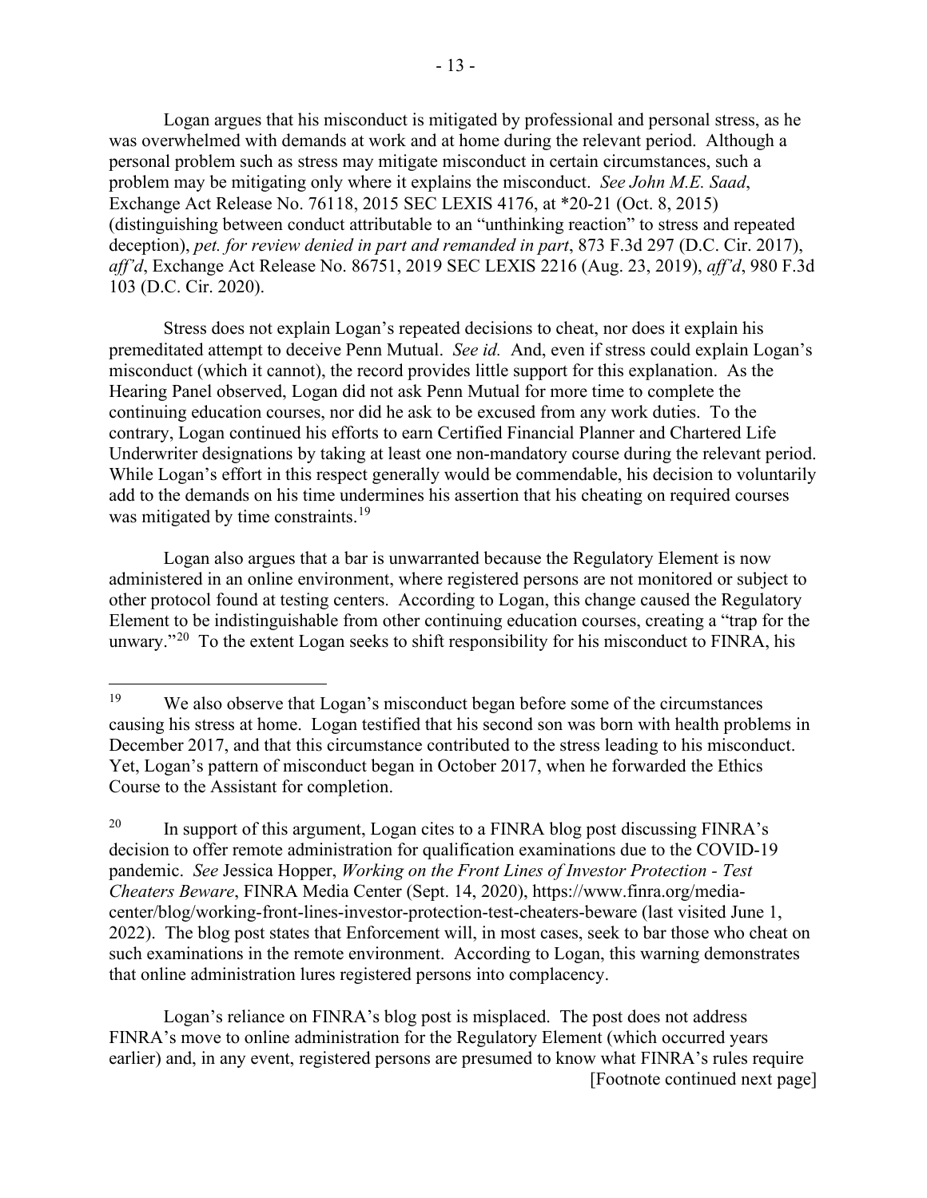Logan argues that his misconduct is mitigated by professional and personal stress, as he was overwhelmed with demands at work and at home during the relevant period. Although a personal problem such as stress may mitigate misconduct in certain circumstances, such a problem may be mitigating only where it explains the misconduct. *See John M.E. Saad*, Exchange Act Release No. 76118, 2015 SEC LEXIS 4176, at *20-21 (Oct. 8, 2015) (distinguishing between conduct attributable to an "unthinking reaction" to stress and repeated deception), *pet. for review denied in part and remanded in part*, 873 F.3d 297 (D.C. Cir. 2017), *aff'd*, Exchange Act Release No. 86751, 2019 SEC LEXIS 2216 (Aug. 23, 2019), *aff'd*, 980 F.3d 103 (D.C. Cir. 2020).

Stress does not explain Logan's repeated decisions to cheat, nor does it explain his premeditated attempt to deceive Penn Mutual. *See id.* And, even if stress could explain Logan's misconduct (which it cannot), the record provides little support for this explanation. As the Hearing Panel observed, Logan did not ask Penn Mutual for more time to complete the continuing education courses, nor did he ask to be excused from any work duties. To the contrary, Logan continued his efforts to earn Certified Financial Planner and Chartered Life Underwriter designations by taking at least one non-mandatory course during the relevant period. While Logan's effort in this respect generally would be commendable, his decision to voluntarily add to the demands on his time undermines his assertion that his cheating on required courses was mitigated by time constraints.[19]

Logan also argues that a bar is unwarranted because the Regulatory Element is now administered in an online environment, where registered persons are not monitored or subject to other protocol found at testing centers. According to Logan, this change caused the Regulatory Element to be indistinguishable from other continuing education courses, creating a "trap for the unwary."[20] To the extent Logan seeks to shift responsibility for his misconduct to FINRA, his

---

[19] We also observe that Logan's misconduct began before some of the circumstances causing his stress at home. Logan testified that his second son was born with health problems in December 2017, and that this circumstance contributed to the stress leading to his misconduct. Yet, Logan's pattern of misconduct began in October 2017, when he forwarded the Ethics Course to the Assistant for completion.

[20] In support of this argument, Logan cites to a FINRA blog post discussing FINRA's decision to offer remote administration for qualification examinations due to the COVID-19 pandemic. *See* Jessica Hopper, *Working on the Front Lines of Investor Protection - Test Cheaters Beware*, FINRA Media Center (Sept. 14, 2020), https://www.finra.org/media-center/blog/working-front-lines-investor-protection-test-cheaters-beware (last visited June 1, 2022). The blog post states that Enforcement will, in most cases, seek to bar those who cheat on such examinations in the remote environment. According to Logan, this warning demonstrates that online administration lures registered persons into complacency.

Logan's reliance on FINRA's blog post is misplaced. The post does not address FINRA's move to online administration for the Regulatory Element (which occurred years earlier) and, in any event, registered persons are presumed to know what FINRA's rules require

[Footnote continued next page]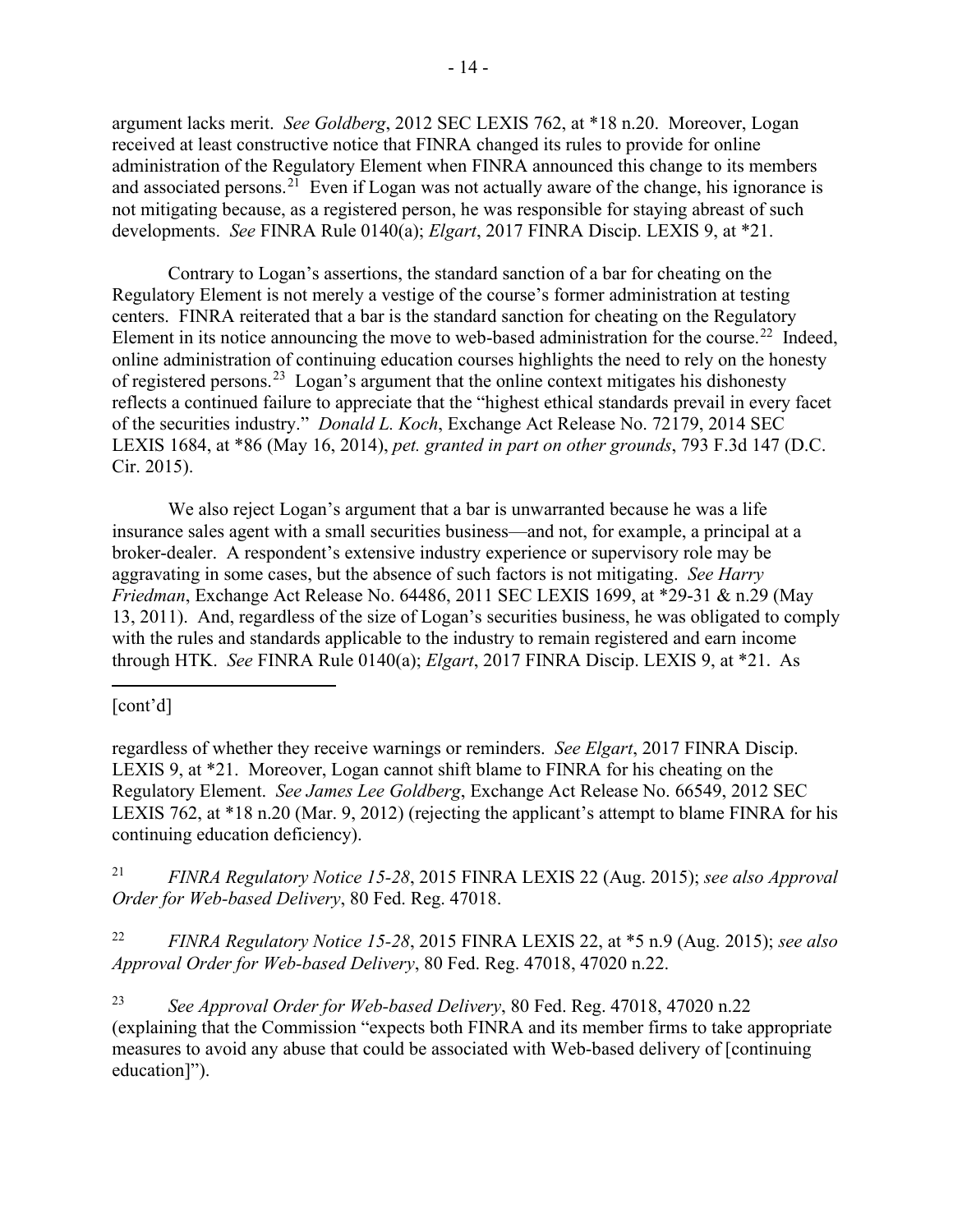argument lacks merit. *See Goldberg*, 2012 SEC LEXIS 762, at *18 n.20. Moreover, Logan received at least constructive notice that FINRA changed its rules to provide for online administration of the Regulatory Element when FINRA announced this change to its members and associated persons.[21] Even if Logan was not actually aware of the change, his ignorance is not mitigating because, as a registered person, he was responsible for staying abreast of such developments. *See* FINRA Rule 0140(a); *Elgart*, 2017 FINRA Discip. LEXIS 9, at *21.

Contrary to Logan's assertions, the standard sanction of a bar for cheating on the Regulatory Element is not merely a vestige of the course's former administration at testing centers. FINRA reiterated that a bar is the standard sanction for cheating on the Regulatory Element in its notice announcing the move to web-based administration for the course.[22] Indeed, online administration of continuing education courses highlights the need to rely on the honesty of registered persons.[23] Logan's argument that the online context mitigates his dishonesty reflects a continued failure to appreciate that the "highest ethical standards prevail in every facet of the securities industry." *Donald L. Koch*, Exchange Act Release No. 72179, 2014 SEC LEXIS 1684, at *86 (May 16, 2014), *pet. granted in part on other grounds*, 793 F.3d 147 (D.C. Cir. 2015).

We also reject Logan's argument that a bar is unwarranted because he was a life insurance sales agent with a small securities business—and not, for example, a principal at a broker-dealer. A respondent's extensive industry experience or supervisory role may be aggravating in some cases, but the absence of such factors is not mitigating. *See Harry Friedman*, Exchange Act Release No. 64486, 2011 SEC LEXIS 1699, at *29-31 & n.29 (May 13, 2011). And, regardless of the size of Logan's securities business, he was obligated to comply with the rules and standards applicable to the industry to remain registered and earn income through HTK. *See* FINRA Rule 0140(a); *Elgart*, 2017 FINRA Discip. LEXIS 9, at *21. As

---

[cont'd]

regardless of whether they receive warnings or reminders. *See Elgart*, 2017 FINRA Discip. LEXIS 9, at *21. Moreover, Logan cannot shift blame to FINRA for his cheating on the Regulatory Element. *See James Lee Goldberg*, Exchange Act Release No. 66549, 2012 SEC LEXIS 762, at *18 n.20 (Mar. 9, 2012) (rejecting the applicant's attempt to blame FINRA for his continuing education deficiency).

[21] *FINRA Regulatory Notice 15-28*, 2015 FINRA LEXIS 22 (Aug. 2015); *see also Approval Order for Web-based Delivery*, 80 Fed. Reg. 47018.

[22] *FINRA Regulatory Notice 15-28*, 2015 FINRA LEXIS 22, at *5 n.9 (Aug. 2015); *see also Approval Order for Web-based Delivery*, 80 Fed. Reg. 47018, 47020 n.22.

[23] *See Approval Order for Web-based Delivery*, 80 Fed. Reg. 47018, 47020 n.22 (explaining that the Commission "expects both FINRA and its member firms to take appropriate measures to avoid any abuse that could be associated with Web-based delivery of [continuing education]").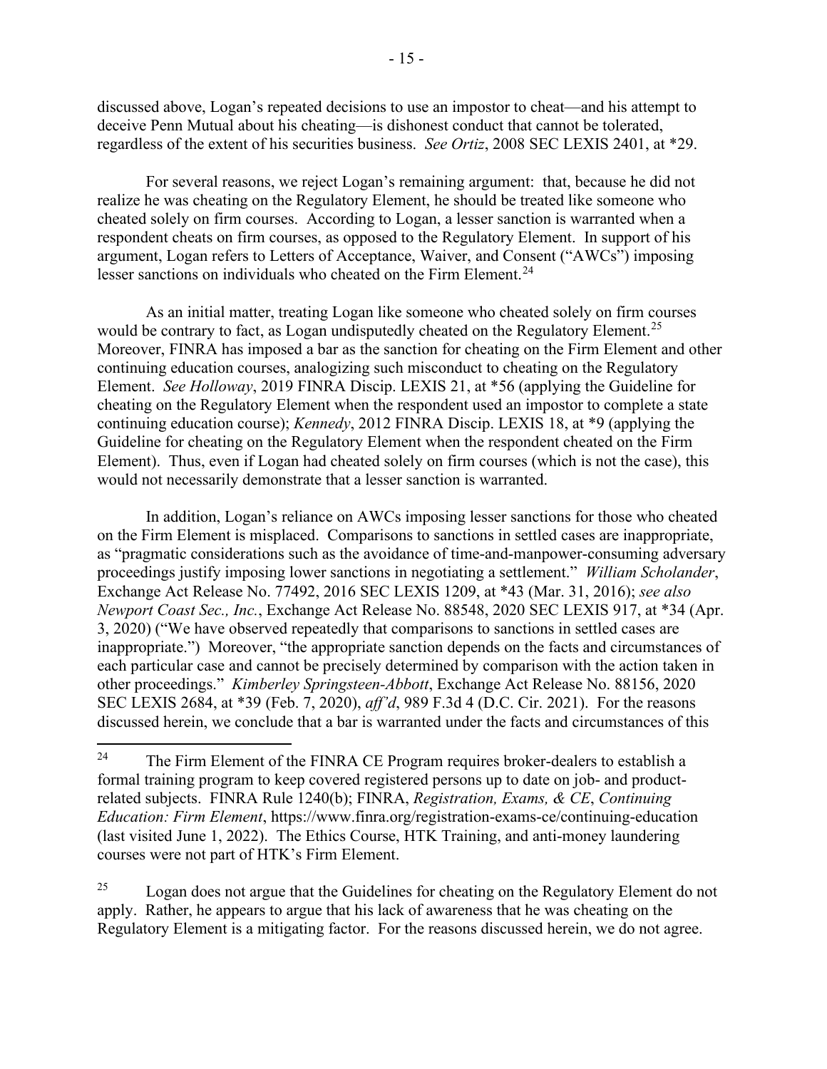discussed above, Logan's repeated decisions to use an impostor to cheat—and his attempt to deceive Penn Mutual about his cheating—is dishonest conduct that cannot be tolerated, regardless of the extent of his securities business. *See Ortiz*, 2008 SEC LEXIS 2401, at *29.

For several reasons, we reject Logan's remaining argument: that, because he did not realize he was cheating on the Regulatory Element, he should be treated like someone who cheated solely on firm courses. According to Logan, a lesser sanction is warranted when a respondent cheats on firm courses, as opposed to the Regulatory Element. In support of his argument, Logan refers to Letters of Acceptance, Waiver, and Consent ("AWCs") imposing lesser sanctions on individuals who cheated on the Firm Element.[24]

As an initial matter, treating Logan like someone who cheated solely on firm courses would be contrary to fact, as Logan undisputedly cheated on the Regulatory Element.[25] Moreover, FINRA has imposed a bar as the sanction for cheating on the Firm Element and other continuing education courses, analogizing such misconduct to cheating on the Regulatory Element. *See Holloway*, 2019 FINRA Discip. LEXIS 21, at *56 (applying the Guideline for cheating on the Regulatory Element when the respondent used an impostor to complete a state continuing education course); *Kennedy*, 2012 FINRA Discip. LEXIS 18, at *9 (applying the Guideline for cheating on the Regulatory Element when the respondent cheated on the Firm Element). Thus, even if Logan had cheated solely on firm courses (which is not the case), this would not necessarily demonstrate that a lesser sanction is warranted.

In addition, Logan's reliance on AWCs imposing lesser sanctions for those who cheated on the Firm Element is misplaced. Comparisons to sanctions in settled cases are inappropriate, as "pragmatic considerations such as the avoidance of time-and-manpower-consuming adversary proceedings justify imposing lower sanctions in negotiating a settlement." *William Scholander*, Exchange Act Release No. 77492, 2016 SEC LEXIS 1209, at *43 (Mar. 31, 2016); *see also Newport Coast Sec., Inc.*, Exchange Act Release No. 88548, 2020 SEC LEXIS 917, at *34 (Apr. 3, 2020) ("We have observed repeatedly that comparisons to sanctions in settled cases are inappropriate.") Moreover, "the appropriate sanction depends on the facts and circumstances of each particular case and cannot be precisely determined by comparison with the action taken in other proceedings." *Kimberley Springsteen-Abbott*, Exchange Act Release No. 88156, 2020 SEC LEXIS 2684, at *39 (Feb. 7, 2020), *aff'd*, 989 F.3d 4 (D.C. Cir. 2021). For the reasons discussed herein, we conclude that a bar is warranted under the facts and circumstances of this

---

[24] The Firm Element of the FINRA CE Program requires broker-dealers to establish a formal training program to keep covered registered persons up to date on job- and product-related subjects. FINRA Rule 1240(b); FINRA, *Registration, Exams, & CE*, *Continuing Education: Firm Element*, https://www.finra.org/registration-exams-ce/continuing-education (last visited June 1, 2022). The Ethics Course, HTK Training, and anti-money laundering courses were not part of HTK's Firm Element.

[25] Logan does not argue that the Guidelines for cheating on the Regulatory Element do not apply. Rather, he appears to argue that his lack of awareness that he was cheating on the Regulatory Element is a mitigating factor. For the reasons discussed herein, we do not agree.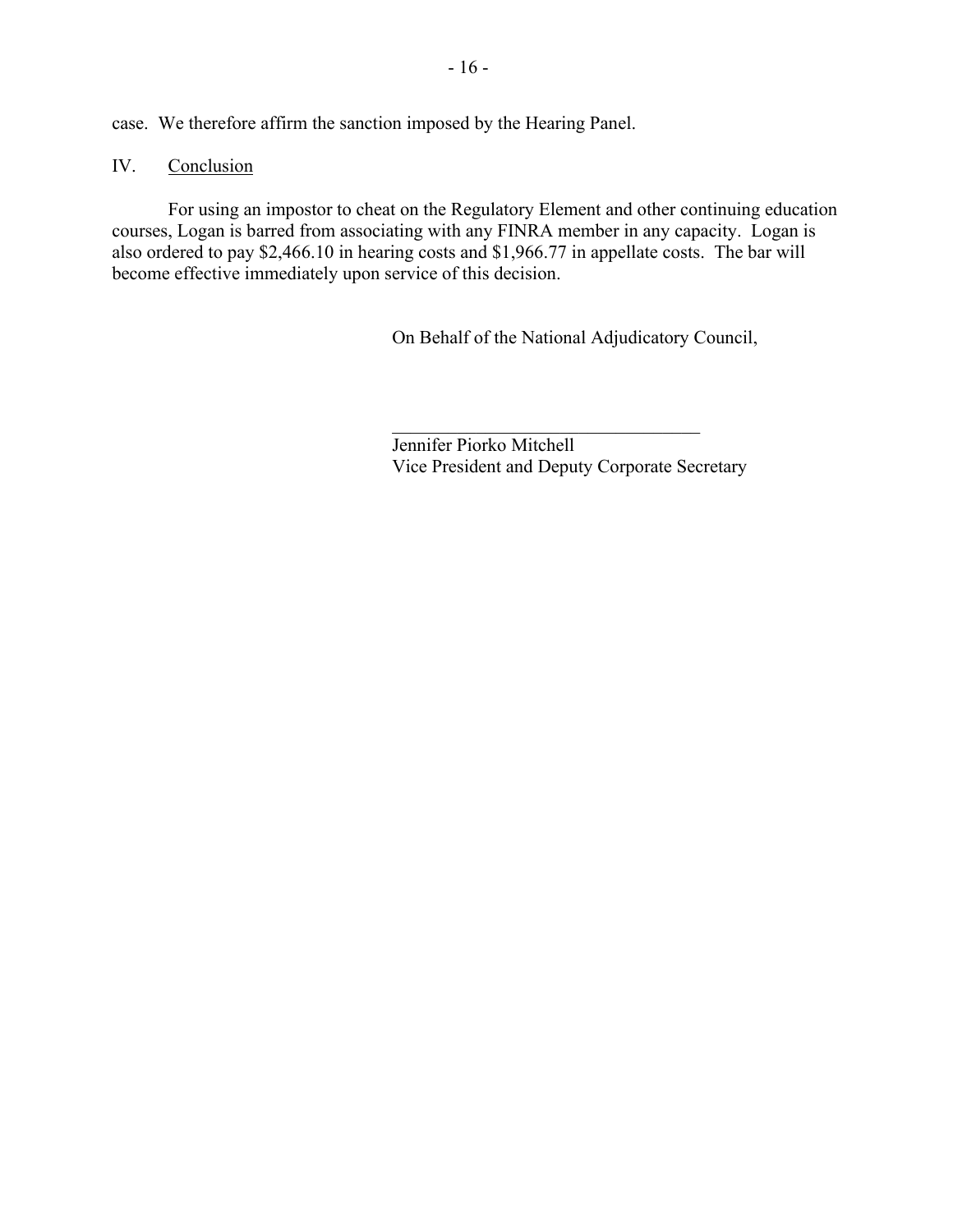case. We therefore affirm the sanction imposed by the Hearing Panel.

## IV. Conclusion

For using an impostor to cheat on the Regulatory Element and other continuing education courses, Logan is barred from associating with any FINRA member in any capacity. Logan is also ordered to pay $2,466.10 in hearing costs and $1,966.77 in appellate costs. The bar will become effective immediately upon service of this decision.

On Behalf of the National Adjudicatory Council,

\_\_\_\_\_\_\_\_\_\_\_\_\_\_\_\_\_\_\_\_\_\_\_\_\_\_\_\_\_\_\_\_\_\_

Jennifer Piorko Mitchell
Vice President and Deputy Corporate Secretary